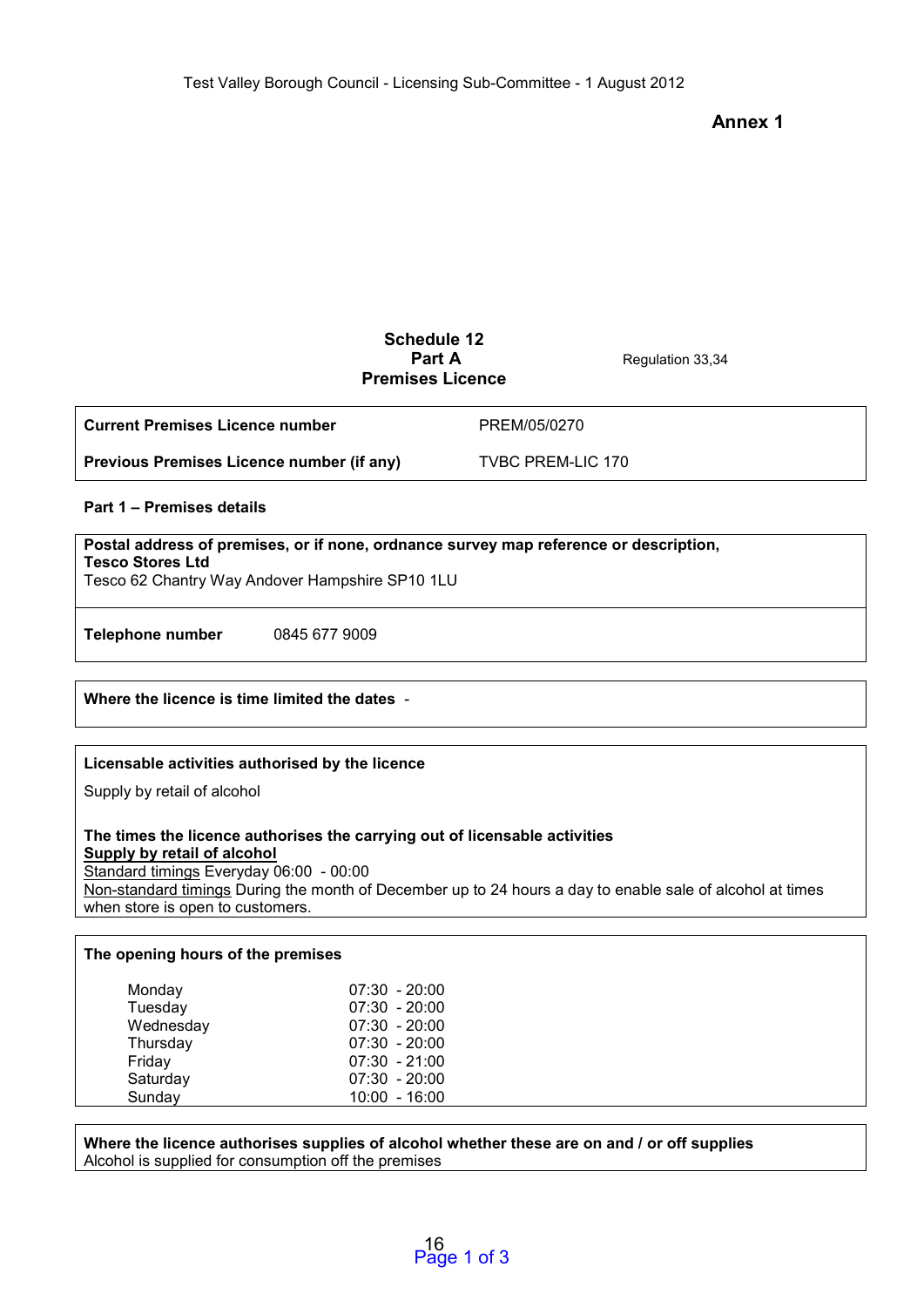**Annex 1**

## Schedule 12
## Part A
## Premises Licence

Regulation 33,34

| **Current Premises Licence number** | PREM/05/0270 |
|---|---|
| **Previous Premises Licence number (if any)** | TVBC PREM-LIC 170 |

**Part 1 – Premises details**

**Postal address of premises, or if none, ordnance survey map reference or description,**
**Tesco Stores Ltd**
Tesco 62 Chantry Way Andover Hampshire SP10 1LU

**Telephone number** 0845 677 9009

**Where the licence is time limited the dates** -

**Licensable activities authorised by the licence**

Supply by retail of alcohol

**The times the licence authorises the carrying out of licensable activities**
**Supply by retail of alcohol**
Standard timings Everyday 06:00 - 00:00
Non-standard timings During the month of December up to 24 hours a day to enable sale of alcohol at times when store is open to customers.

**The opening hours of the premises**

| Day | Hours |
|---|---|
| Monday | 07:30 - 20:00 |
| Tuesday | 07:30 - 20:00 |
| Wednesday | 07:30 - 20:00 |
| Thursday | 07:30 - 20:00 |
| Friday | 07:30 - 21:00 |
| Saturday | 07:30 - 20:00 |
| Sunday | 10:00 - 16:00 |

**Where the licence authorises supplies of alcohol whether these are on and / or off supplies**
Alcohol is supplied for consumption off the premises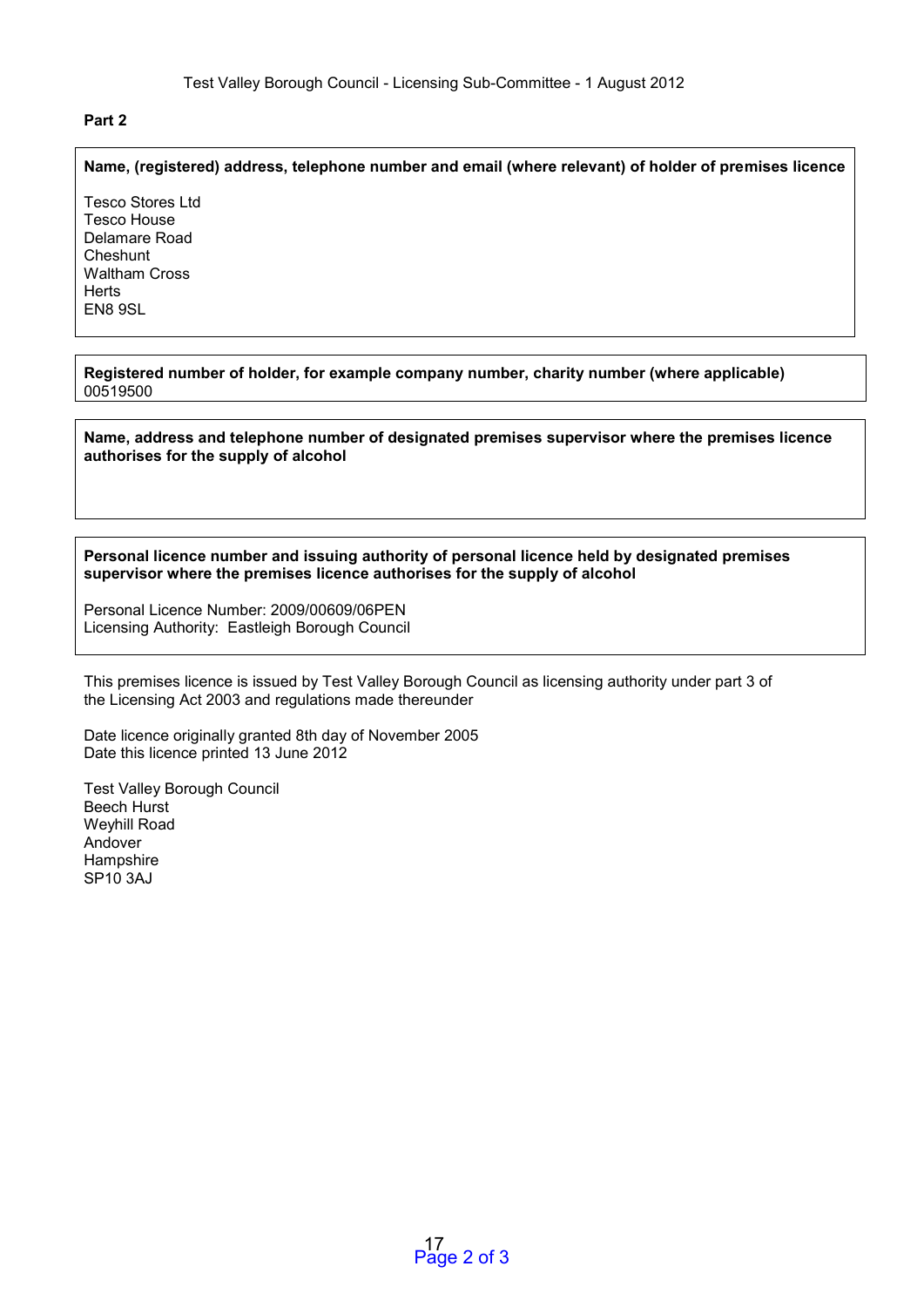**Part 2**

**Name, (registered) address, telephone number and email (where relevant) of holder of premises licence**

Tesco Stores Ltd
Tesco House
Delamare Road
Cheshunt
Waltham Cross
Herts
EN8 9SL

**Registered number of holder, for example company number, charity number (where applicable)**
00519500

**Name, address and telephone number of designated premises supervisor where the premises licence authorises for the supply of alcohol**

**Personal licence number and issuing authority of personal licence held by designated premises supervisor where the premises licence authorises for the supply of alcohol**

Personal Licence Number: 2009/00609/06PEN
Licensing Authority: Eastleigh Borough Council

This premises licence is issued by Test Valley Borough Council as licensing authority under part 3 of the Licensing Act 2003 and regulations made thereunder

Date licence originally granted 8th day of November 2005
Date this licence printed 13 June 2012

Test Valley Borough Council
Beech Hurst
Weyhill Road
Andover
Hampshire
SP10 3AJ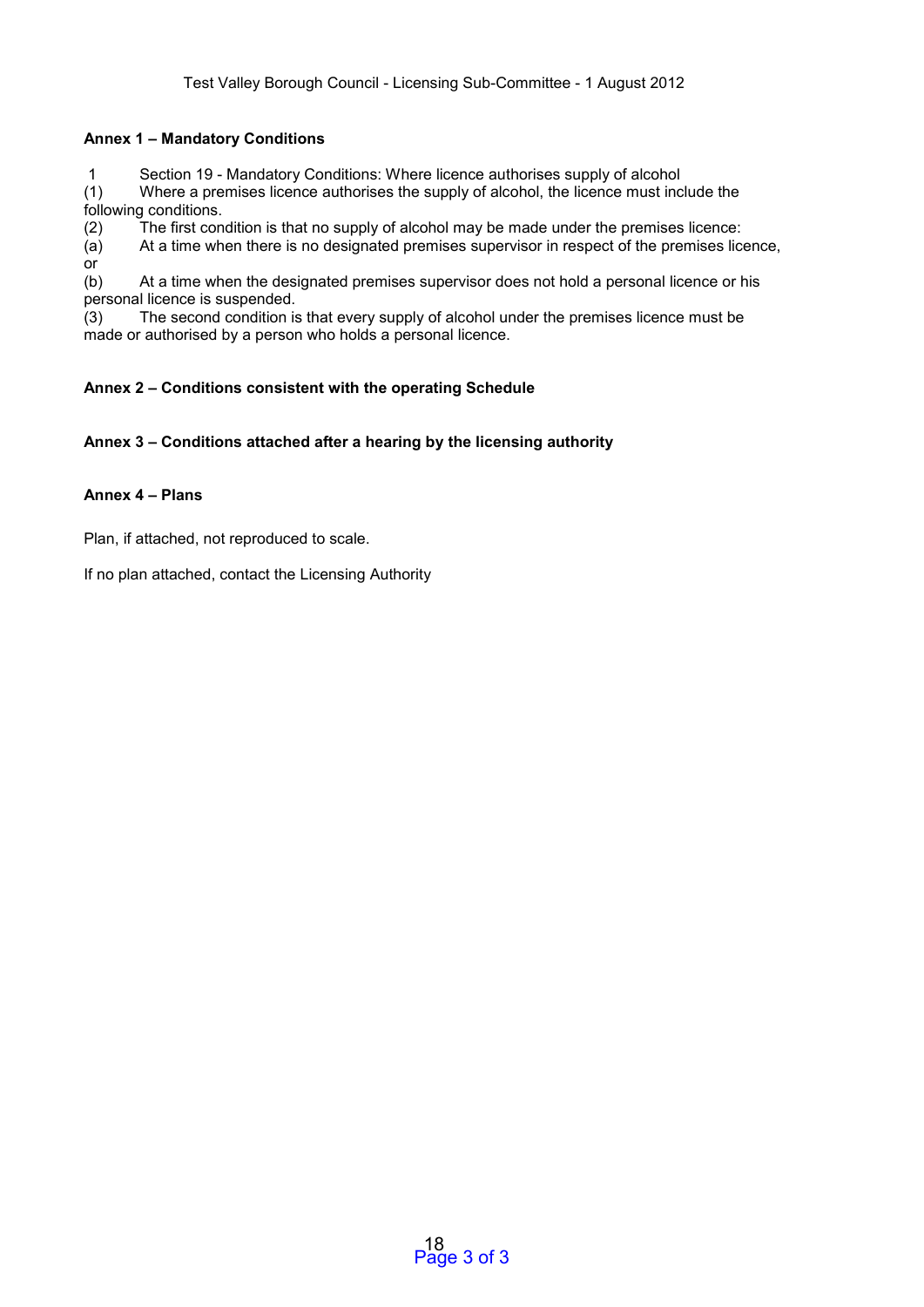**Annex 1 – Mandatory Conditions**

1 Section 19 - Mandatory Conditions: Where licence authorises supply of alcohol

(1) Where a premises licence authorises the supply of alcohol, the licence must include the following conditions.

(2) The first condition is that no supply of alcohol may be made under the premises licence:

(a) At a time when there is no designated premises supervisor in respect of the premises licence, or

(b) At a time when the designated premises supervisor does not hold a personal licence or his personal licence is suspended.

(3) The second condition is that every supply of alcohol under the premises licence must be made or authorised by a person who holds a personal licence.

**Annex 2 – Conditions consistent with the operating Schedule**

**Annex 3 – Conditions attached after a hearing by the licensing authority**

**Annex 4 – Plans**

Plan, if attached, not reproduced to scale.

If no plan attached, contact the Licensing Authority